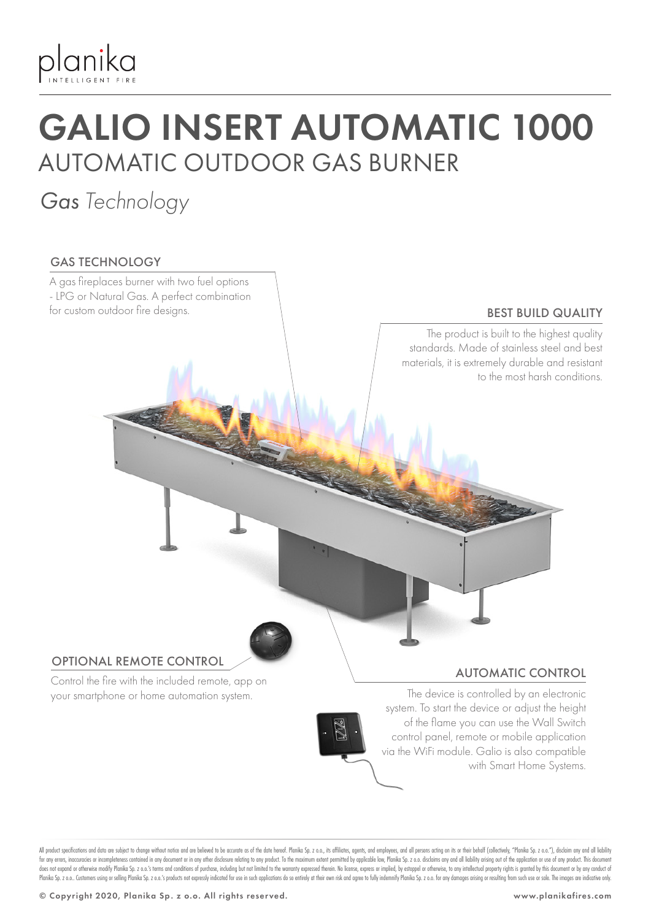planika
INTELLIGENT FIRE

# GALIO INSERT AUTOMATIC 1000

## AUTOMATIC OUTDOOR GAS BURNER

*Gas Technology*

### GAS TECHNOLOGY

A gas fireplaces burner with two fuel options - LPG or Natural Gas. A perfect combination for custom outdoor fire designs.

### BEST BUILD QUALITY

The product is built to the highest quality standards. Made of stainless steel and best materials, it is extremely durable and resistant to the most harsh conditions.

### OPTIONAL REMOTE CONTROL

Control the fire with the included remote, app on your smartphone or home automation system.

### AUTOMATIC CONTROL

The device is controlled by an electronic system. To start the device or adjust the height of the flame you can use the Wall Switch control panel, remote or mobile application via the WiFi module. Galio is also compatible with Smart Home Systems.

All product specifications and data are subject to change without notice and are believed to be accurate as of the date hereof. Planika Sp. z o.o., its affiliates, agents, and employees, and all persons acting on its or their behalf (collectively, "Planika Sp. z o.o."), disclaim any and all liability for any errors, inaccuracies or incompleteness contained in any document or in any other disclosure relating to any product. To the maximum extent permitted by applicable law, Planika Sp. z o.o. disclaims any and all liability arising out of the application or use of any product. This document does not expand or otherwise modify Planika Sp. z o.o.'s terms and conditions of purchase, including but not limited to the warranty expressed therein. No license, express or implied, by estoppel or otherwise, to any intellectual property rights is granted by this document or by any conduct of Planika Sp. z o.o.. Customers using or selling Planika Sp. z o.o.'s products not expressly indicated for use in such applications do so entirely at their own risk and agree to fully indemnify Planika Sp. z o.o. for any damages arising or resulting from such use or sale. The images are indicative only.

© Copyright 2020, Planika Sp. z o.o. All rights reserved.

www.planikafires.com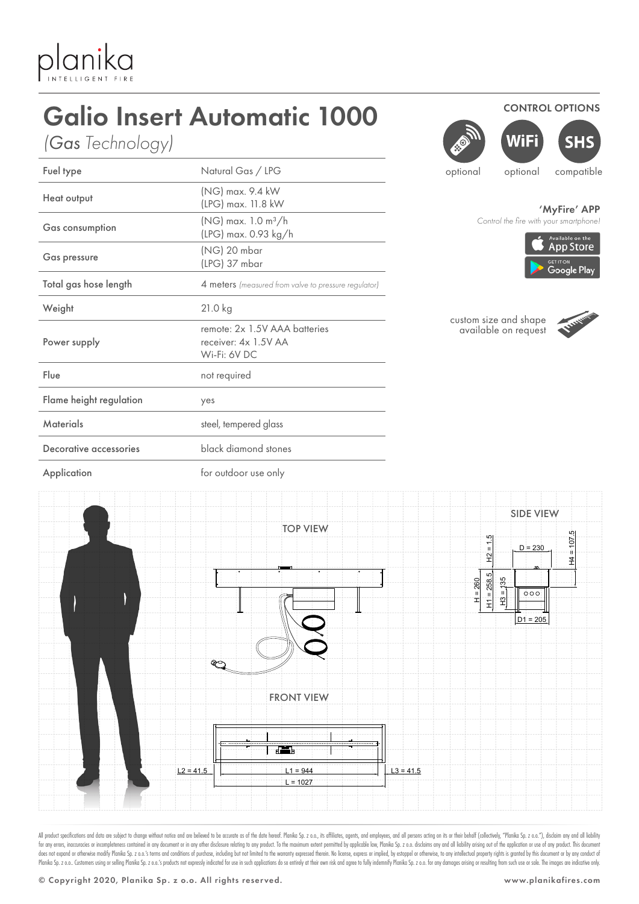planika
INTELLIGENT FIRE

# Galio Insert Automatic 1000

*(Gas Technology)*

| | |
|---|---|
| Fuel type | Natural Gas / LPG |
| Heat output | (NG) max. 9.4 kW<br>(LPG) max. 11.8 kW |
| Gas consumption | (NG) max. 1.0 m³/h<br>(LPG) max. 0.93 kg/h |
| Gas pressure | (NG) 20 mbar<br>(LPG) 37 mbar |
| Total gas hose length | 4 meters *(measured from valve to pressure regulator)* |
| Weight | 21.0 kg |
| Power supply | remote: 2x 1.5V AAA batteries<br>receiver: 4x 1.5V AA<br>Wi-Fi: 6V DC |
| Flue | not required |
| Flame height regulation | yes |
| Materials | steel, tempered glass |
| Decorative accessories | black diamond stones |
| Application | for outdoor use only |

## CONTROL OPTIONS

optional | WiFi optional | SHS compatible

**'MyFire' APP**

*Control the fire with your smartphone!*

Available on the App Store

GET IT ON Google Play

custom size and shape available on request

TOP VIEW

FRONT VIEW

L2 = 41.5
L1 = 944
L3 = 41.5
L = 1027

SIDE VIEW

H2 = 1.5
D = 230
H4 = 107.5
H = 260
H1 = 258.5
H3 = 135
D1 = 205

All product specifications and data are subject to change without notice and are believed to be accurate as of the date hereof. Planika Sp. z o.o., its affiliates, agents, and employees, and all persons acting on its or their behalf (collectively, "Planika Sp. z o.o."), disclaim any and all liability for any errors, inaccuracies or incompleteness contained in any document or in any other disclosure relating to any product. To the maximum extent permitted by applicable law, Planika Sp. z o.o. disclaims any and all liability arising out of the application or use of any product. This document does not expand or otherwise modify Planika Sp. z o.o.'s terms and conditions of purchase, including but not limited to the warranty expressed therein. No license, express or implied, by estoppel or otherwise, to any intellectual property rights is granted by this document or by any conduct of Planika Sp. z o.o.. Customers using or selling Planika Sp. z o.o.'s products not expressly indicated for use in such applications do so entirely at their own risk and agree to fully indemnify Planika Sp. z o.o. for any damages arising or resulting from such use or sale. The images are indicative only.

© Copyright 2020, Planika Sp. z o.o. All rights reserved.

www.planikafires.com